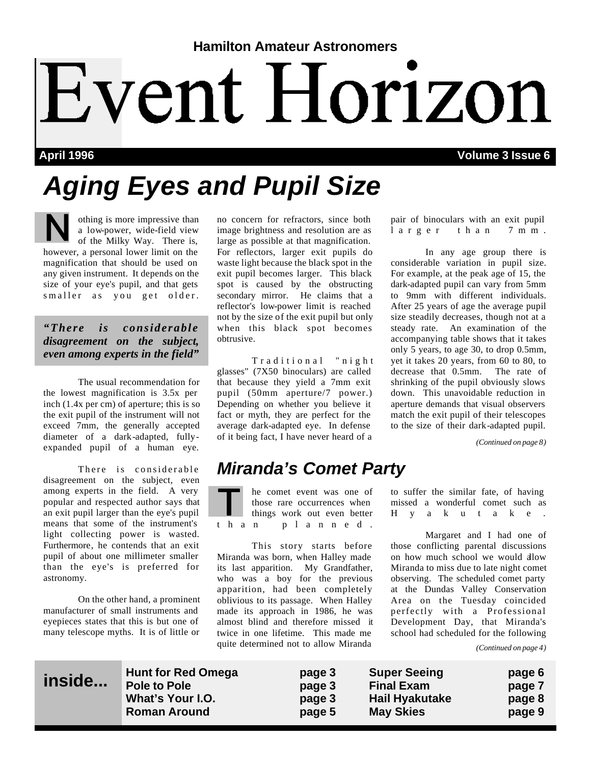Hamilton Amateur Astronomers

# Event Horizon

**April 1996** **Volume 3 Issue 6**

## Aging Eyes and Pupil Size

Nothing is more impressive than a low-power, wide-field view of the Milky Way. There is, however, a personal lower limit on the magnification that should be used on any given instrument. It depends on the size of your eye's pupil, and that gets smaller as you get older.

> ***"There is considerable disagreement on the subject, even among experts in the field"***

The usual recommendation for the lowest magnification is 3.5x per inch (1.4x per cm) of aperture; this is so the exit pupil of the instrument will not exceed 7mm, the generally accepted diameter of a dark-adapted, fully-expanded pupil of a human eye.

There is considerable disagreement on the subject, even among experts in the field. A very popular and respected author says that an exit pupil larger than the eye's pupil means that some of the instrument's light collecting power is wasted. Furthermore, he contends that an exit pupil of about one millimeter smaller than the eye's is preferred for astronomy.

On the other hand, a prominent manufacturer of small instruments and eyepieces states that this is but one of many telescope myths. It is of little or no concern for refractors, since both image brightness and resolution are as large as possible at that magnification. For reflectors, larger exit pupils do waste light because the black spot in the exit pupil becomes larger. This black spot is caused by the obstructing secondary mirror. He claims that a reflector's low-power limit is reached not by the size of the exit pupil but only when this black spot becomes obtrusive.

Traditional "night glasses" (7X50 binoculars) are called that because they yield a 7mm exit pupil (50mm aperture/7 power.) Depending on whether you believe it fact or myth, they are perfect for the average dark-adapted eye. In defense of it being fact, I have never heard of a pair of binoculars with an exit pupil larger than 7mm.

In any age group there is considerable variation in pupil size. For example, at the peak age of 15, the dark-adapted pupil can vary from 5mm to 9mm with different individuals. After 25 years of age the average pupil size steadily decreases, though not at a steady rate. An examination of the accompanying table shows that it takes only 5 years, to age 30, to drop 0.5mm, yet it takes 20 years, from 60 to 80, to decrease that 0.5mm. The rate of shrinking of the pupil obviously slows down. This unavoidable reduction in aperture demands that visual observers match the exit pupil of their telescopes to the size of their dark-adapted pupil.

*(Continued on page 8)*

## Miranda's Comet Party

The comet event was one of those rare occurrences when things work out even better than planned.

This story starts before Miranda was born, when Halley made its last apparition. My Grandfather, who was a boy for the previous apparition, had been completely oblivious to its passage. When Halley made its approach in 1986, he was almost blind and therefore missed it twice in one lifetime. This made me quite determined not to allow Miranda to suffer the similar fate, of having missed a wonderful comet such as Hyakutake.

Margaret and I had one of those conflicting parental discussions on how much school we would allow Miranda to miss due to late night comet observing. The scheduled comet party at the Dundas Valley Conservation Area on the Tuesday coincided perfectly with a Professional Development Day, that Miranda's school had scheduled for the following

*(Continued on page 4)*

**inside...**

| | | | |
|---|---|---|---|
| Hunt for Red Omega | page 3 | Super Seeing | page 6 |
| Pole to Pole | page 3 | Final Exam | page 7 |
| What's Your I.O. | page 3 | Hail Hyakutake | page 8 |
| Roman Around | page 5 | May Skies | page 9 |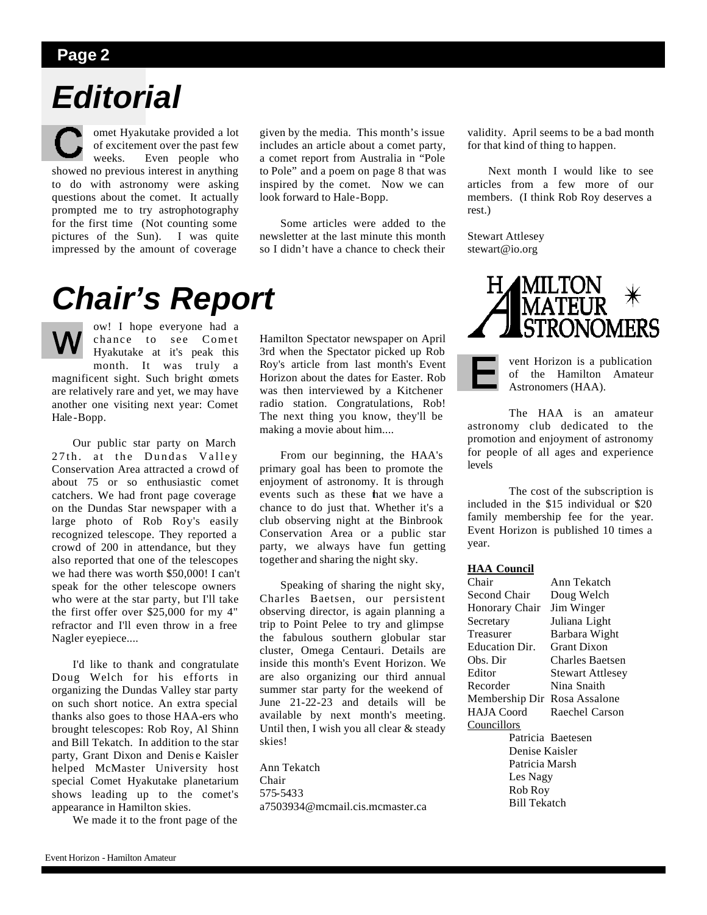# Editorial

Comet Hyakutake provided a lot of excitement over the past few weeks. Even people who showed no previous interest in anything to do with astronomy were asking questions about the comet. It actually prompted me to try astrophotography for the first time (Not counting some pictures of the Sun). I was quite impressed by the amount of coverage given by the media. This month's issue includes an article about a comet party, a comet report from Australia in "Pole to Pole" and a poem on page 8 that was inspired by the comet. Now we can look forward to Hale-Bopp.

Some articles were added to the newsletter at the last minute this month so I didn't have a chance to check their validity. April seems to be a bad month for that kind of thing to happen.

Next month I would like to see articles from a few more of our members. (I think Rob Roy deserves a rest.)

Stewart Attlesey
stewart@io.org

# Chair's Report

Wow! I hope everyone had a chance to see Comet Hyakutake at it's peak this month. It was truly a magnificent sight. Such bright comets are relatively rare and yet, we may have another one visiting next year: Comet Hale-Bopp.

Our public star party on March 27th. at the Dundas Valley Conservation Area attracted a crowd of about 75 or so enthusiastic comet catchers. We had front page coverage on the Dundas Star newspaper with a large photo of Rob Roy's easily recognized telescope. They reported a crowd of 200 in attendance, but they also reported that one of the telescopes we had there was worth $50,000! I can't speak for the other telescope owners who were at the star party, but I'll take the first offer over $25,000 for my 4" refractor and I'll even throw in a free Nagler eyepiece....

I'd like to thank and congratulate Doug Welch for his efforts in organizing the Dundas Valley star party on such short notice. An extra special thanks also goes to those HAA-ers who brought telescopes: Rob Roy, Al Shinn and Bill Tekatch. In addition to the star party, Grant Dixon and Denise Kaisler helped McMaster University host special Comet Hyakutake planetarium shows leading up to the comet's appearance in Hamilton skies.

We made it to the front page of the Hamilton Spectator newspaper on April 3rd when the Spectator picked up Rob Roy's article from last month's Event Horizon about the dates for Easter. Rob was then interviewed by a Kitchener radio station. Congratulations, Rob! The next thing you know, they'll be making a movie about him....

From our beginning, the HAA's primary goal has been to promote the enjoyment of astronomy. It is through events such as these that we have a chance to do just that. Whether it's a club observing night at the Binbrook Conservation Area or a public star party, we always have fun getting together and sharing the night sky.

Speaking of sharing the night sky, Charles Baetsen, our persistent observing director, is again planning a trip to Point Pelee to try and glimpse the fabulous southern globular star cluster, Omega Centauri. Details are inside this month's Event Horizon. We are also organizing our third annual summer star party for the weekend of June 21-22-23 and details will be available by next month's meeting. Until then, I wish you all clear & steady skies!

Ann Tekatch
Chair
575-5433
a7503934@mcmail.cis.mcmaster.ca

HAMILTON AMATEUR ASTRONOMERS

Event Horizon is a publication of the Hamilton Amateur Astronomers (HAA).

The HAA is an amateur astronomy club dedicated to the promotion and enjoyment of astronomy for people of all ages and experience levels

The cost of the subscription is included in the $15 individual or $20 family membership fee for the year. Event Horizon is published 10 times a year.

**HAA Council**

| | |
|---|---|
| Chair | Ann Tekatch |
| Second Chair | Doug Welch |
| Honorary Chair | Jim Winger |
| Secretary | Juliana Light |
| Treasurer | Barbara Wight |
| Education Dir. | Grant Dixon |
| Obs. Dir | Charles Baetsen |
| Editor | Stewart Attlesey |
| Recorder | Nina Snaith |
| Membership Dir | Rosa Assalone |
| HAJA Coord | Raechel Carson |

Councillors

- Patricia Baetesen
- Denise Kaisler
- Patricia Marsh
- Les Nagy
- Rob Roy
- Bill Tekatch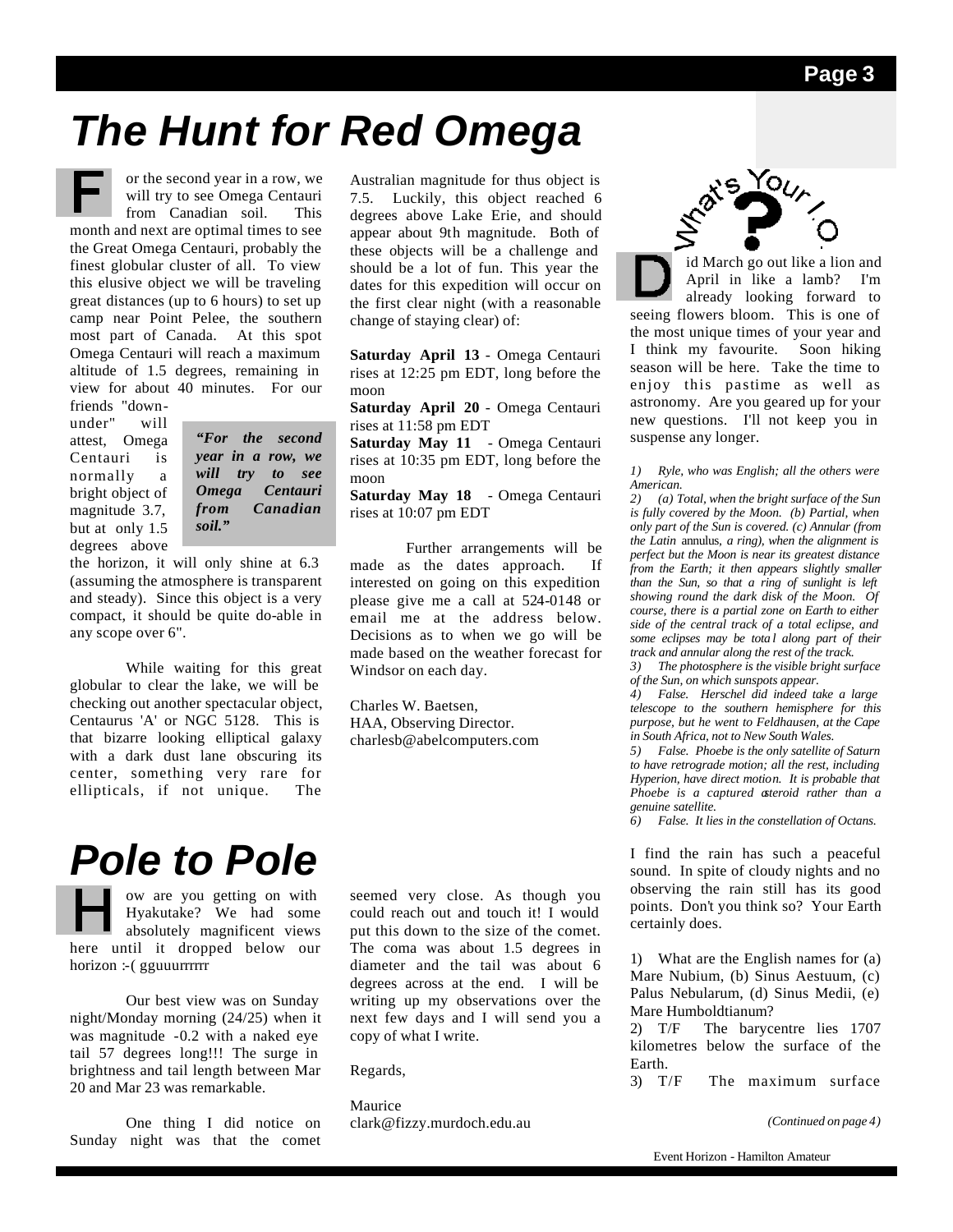# The Hunt for Red Omega

For the second year in a row, we will try to see Omega Centauri from Canadian soil. This month and next are optimal times to see the Great Omega Centauri, probably the finest globular cluster of all. To view this elusive object we will be traveling great distances (up to 6 hours) to set up camp near Point Pelee, the southern most part of Canada. At this spot Omega Centauri will reach a maximum altitude of 1.5 degrees, remaining in view for about 40 minutes. For our friends "down-under" will attest, Omega Centauri is normally a bright object of magnitude 3.7, but at only 1.5 degrees above the horizon, it will only shine at 6.3 (assuming the atmosphere is transparent and steady). Since this object is a very compact, it should be quite do-able in any scope over 6".

> ***"For the second year in a row, we will try to see Omega Centauri from Canadian soil."***

While waiting for this great globular to clear the lake, we will be checking out another spectacular object, Centaurus 'A' or NGC 5128. This is that bizarre looking elliptical galaxy with a dark dust lane obscuring its center, something very rare for ellipticals, if not unique. The Australian magnitude for thus object is 7.5. Luckily, this object reached 6 degrees above Lake Erie, and should appear about 9th magnitude. Both of these objects will be a challenge and should be a lot of fun. This year the dates for this expedition will occur on the first clear night (with a reasonable change of staying clear) of:

**Saturday April 13** - Omega Centauri rises at 12:25 pm EDT, long before the moon
**Saturday April 20** - Omega Centauri rises at 11:58 pm EDT
**Saturday May 11** - Omega Centauri rises at 10:35 pm EDT, long before the moon
**Saturday May 18** - Omega Centauri rises at 10:07 pm EDT

Further arrangements will be made as the dates approach. If interested on going on this expedition please give me a call at 524-0148 or email me at the address below. Decisions as to when we go will be made based on the weather forecast for Windsor on each day.

Charles W. Baetsen,
HAA, Observing Director.
charlesb@abelcomputers.com

# Pole to Pole

How are you getting on with Hyakutake? We had some absolutely magnificent views here until it dropped below our horizon :-( gguuurrrrrr

Our best view was on Sunday night/Monday morning (24/25) when it was magnitude -0.2 with a naked eye tail 57 degrees long!!! The surge in brightness and tail length between Mar 20 and Mar 23 was remarkable.

One thing I did notice on Sunday night was that the comet seemed very close. As though you could reach out and touch it! I would put this down to the size of the comet. The coma was about 1.5 degrees in diameter and the tail was about 6 degrees across at the end. I will be writing up my observations over the next few days and I will send you a copy of what I write.

Regards,

Maurice
clark@fizzy.murdoch.edu.au

# What's Your I.Q.

Did March go out like a lion and April in like a lamb? I'm already looking forward to seeing flowers bloom. This is one of the most unique times of your year and I think my favourite. Soon hiking season will be here. Take the time to enjoy this pastime as well as astronomy. Are you geared up for your new questions. I'll not keep you in suspense any longer.

*1) Ryle, who was English; all the others were American.*
*2) (a) Total, when the bright surface of the Sun is fully covered by the Moon. (b) Partial, when only part of the Sun is covered. (c) Annular (from the Latin* annulus, *a ring), when the alignment is perfect but the Moon is near its greatest distance from the Earth; it then appears slightly smaller than the Sun, so that a ring of sunlight is left showing round the dark disk of the Moon. Of course, there is a partial zone on Earth to either side of the central track of a total eclipse, and some eclipses may be total along part of their track and annular along the rest of the track.*
*3) The photosphere is the visible bright surface of the Sun, on which sunspots appear.*
*4) False. Herschel did indeed take a large telescope to the southern hemisphere for this purpose, but he went to Feldhausen, at the Cape in South Africa, not to New South Wales.*
*5) False. Phoebe is the only satellite of Saturn to have retrograde motion; all the rest, including Hyperion, have direct motion. It is probable that Phoebe is a captured asteroid rather than a genuine satellite.*
*6) False. It lies in the constellation of Octans.*

I find the rain has such a peaceful sound. In spite of cloudy nights and no observing the rain still has its good points. Don't you think so? Your Earth certainly does.

1) What are the English names for (a) Mare Nubium, (b) Sinus Aestuum, (c) Palus Nebularum, (d) Sinus Medii, (e) Mare Humboldtianum?
2) T/F The barycentre lies 1707 kilometres below the surface of the Earth.
3) T/F The maximum surface

*(Continued on page 4)*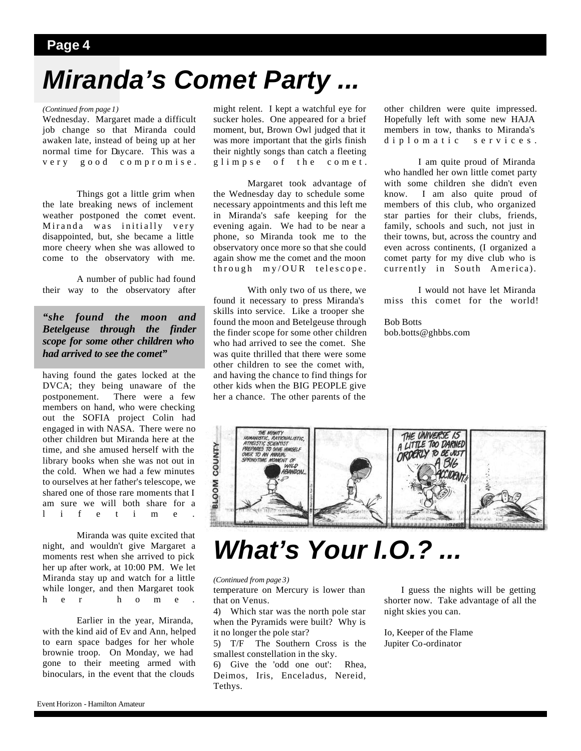# Miranda's Comet Party ...

*(Continued from page 1)*

Wednesday. Margaret made a difficult job change so that Miranda could awaken late, instead of being up at her normal time for Daycare. This was a very good compromise.

Things got a little grim when the late breaking news of inclement weather postponed the comet event. Miranda was initially very disappointed, but, she became a little more cheery when she was allowed to come to the observatory with me.

A number of public had found their way to the observatory after having found the gates locked at the DVCA; they being unaware of the postponement. There were a few members on hand, who were checking out the SOFIA project Colin had engaged in with NASA. There were no other children but Miranda here at the time, and she amused herself with the library books when she was not out in the cold. When we had a few minutes to ourselves at her father's telescope, we shared one of those rare moments that I am sure we will both share for a lifetime.

> ***"she found the moon and Betelgeuse through the finder scope for some other children who had arrived to see the comet"***

Miranda was quite excited that night, and wouldn't give Margaret a moments rest when she arrived to pick her up after work, at 10:00 PM. We let Miranda stay up and watch for a little while longer, and then Margaret took her home.

Earlier in the year, Miranda, with the kind aid of Ev and Ann, helped to earn space badges for her whole brownie troop. On Monday, we had gone to their meeting armed with binoculars, in the event that the clouds might relent. I kept a watchful eye for sucker holes. One appeared for a brief moment, but, Brown Owl judged that it was more important that the girls finish their nightly songs than catch a fleeting glimpse of the comet.

Margaret took advantage of the Wednesday day to schedule some necessary appointments and this left me in Miranda's safe keeping for the evening again. We had to be near a phone, so Miranda took me to the observatory once more so that she could again show me the comet and the moon through my/OUR telescope.

With only two of us there, we found it necessary to press Miranda's skills into service. Like a trooper she found the moon and Betelgeuse through the finder scope for some other children who had arrived to see the comet. She was quite thrilled that there were some other children to see the comet with, and having the chance to find things for other kids when the BIG PEOPLE give her a chance. The other parents of the other children were quite impressed. Hopefully left with some new HAJA members in tow, thanks to Miranda's diplomatic services.

I am quite proud of Miranda who handled her own little comet party with some children she didn't even know. I am also quite proud of members of this club, who organized star parties for their clubs, friends, family, schools and such, not just in their towns, but, across the country and even across continents, (I organized a comet party for my dive club who is currently in South America).

I would not have let Miranda miss this comet for the world!

Bob Botts
bob.botts@ghbbs.com

# What's Your I.O.? ...

*(Continued from page 3)*

temperature on Mercury is lower than that on Venus.

4) Which star was the north pole star when the Pyramids were built? Why is it no longer the pole star?

5) T/F The Southern Cross is the smallest constellation in the sky.

6) Give the 'odd one out': Rhea, Deimos, Iris, Enceladus, Nereid, Tethys.

I guess the nights will be getting shorter now. Take advantage of all the night skies you can.

Io, Keeper of the Flame
Jupiter Co-ordinator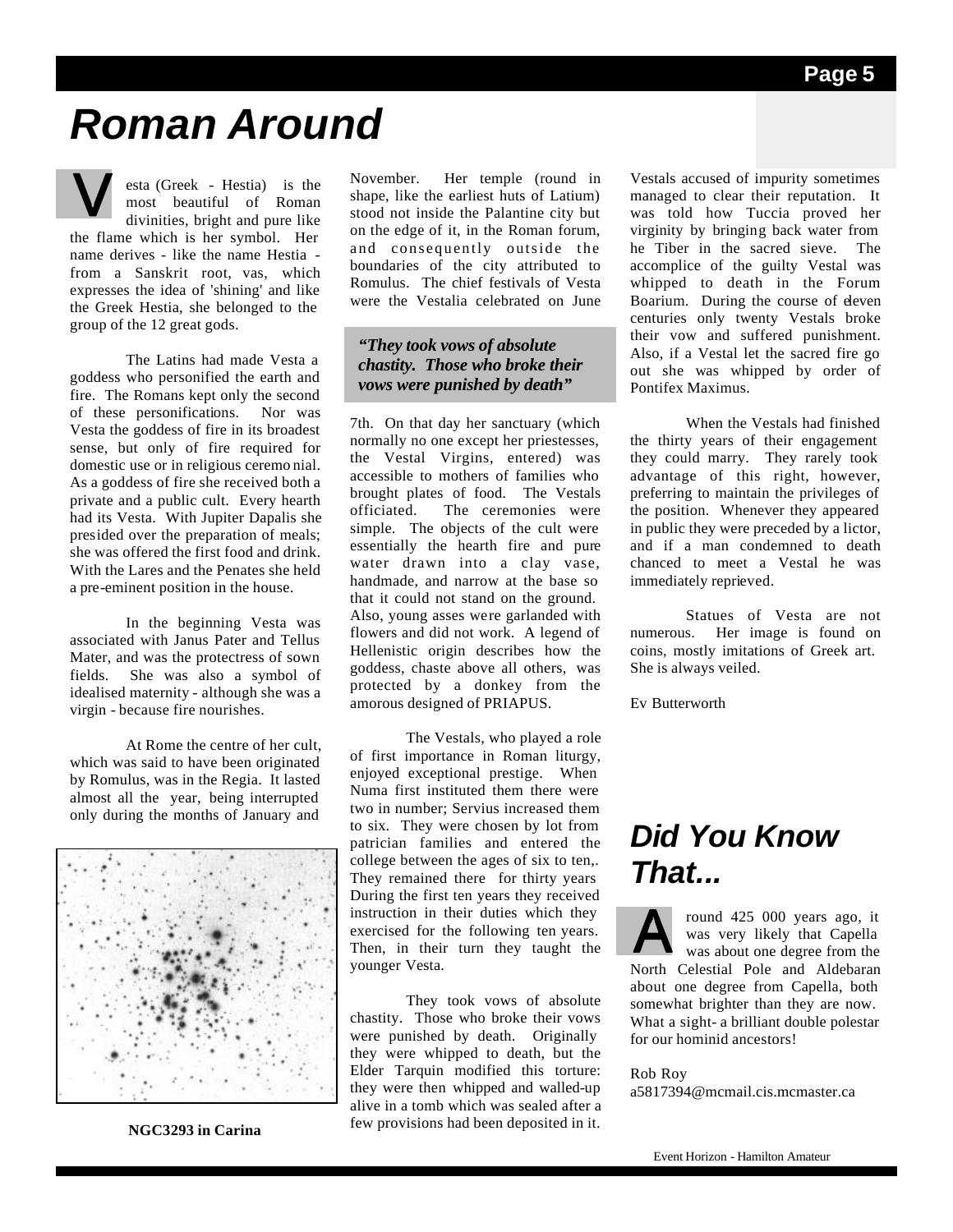# Roman Around

Vesta (Greek - Hestia) is the most beautiful of Roman divinities, bright and pure like the flame which is her symbol. Her name derives - like the name Hestia - from a Sanskrit root, vas, which expresses the idea of 'shining' and like the Greek Hestia, she belonged to the group of the 12 great gods.

The Latins had made Vesta a goddess who personified the earth and fire. The Romans kept only the second of these personifications. Nor was Vesta the goddess of fire in its broadest sense, but only of fire required for domestic use or in religious ceremonial. As a goddess of fire she received both a private and a public cult. Every hearth had its Vesta. With Jupiter Dapalis she presided over the preparation of meals; she was offered the first food and drink. With the Lares and the Penates she held a pre-eminent position in the house.

In the beginning Vesta was associated with Janus Pater and Tellus Mater, and was the protectress of sown fields. She was also a symbol of idealised maternity - although she was a virgin - because fire nourishes.

At Rome the centre of her cult, which was said to have been originated by Romulus, was in the Regia. It lasted almost all the year, being interrupted only during the months of January and November. Her temple (round in shape, like the earliest huts of Latium) stood not inside the Palantine city but on the edge of it, in the Roman forum, and consequently outside the boundaries of the city attributed to Romulus. The chief festivals of Vesta were the Vestalia celebrated on June 7th. On that day her sanctuary (which normally no one except her priestesses, the Vestal Virgins, entered) was accessible to mothers of families who brought plates of food. The Vestals officiated. The ceremonies were simple. The objects of the cult were essentially the hearth fire and pure water drawn into a clay vase, handmade, and narrow at the base so that it could not stand on the ground. Also, young asses were garlanded with flowers and did not work. A legend of Hellenistic origin describes how the goddess, chaste above all others, was protected by a donkey from the amorous designed of PRIAPUS.

> ***"They took vows of absolute chastity. Those who broke their vows were punished by death"***

The Vestals, who played a role of first importance in Roman liturgy, enjoyed exceptional prestige. When Numa first instituted them there were two in number; Servius increased them to six. They were chosen by lot from patrician families and entered the college between the ages of six to ten,. They remained there for thirty years During the first ten years they received instruction in their duties which they exercised for the following ten years. Then, in their turn they taught the younger Vesta.

They took vows of absolute chastity. Those who broke their vows were punished by death. Originally they were whipped to death, but the Elder Tarquin modified this torture: they were then whipped and walled-up alive in a tomb which was sealed after a few provisions had been deposited in it. Vestals accused of impurity sometimes managed to clear their reputation. It was told how Tuccia proved her virginity by bringing back water from he Tiber in the sacred sieve. The accomplice of the guilty Vestal was whipped to death in the Forum Boarium. During the course of eleven centuries only twenty Vestals broke their vow and suffered punishment. Also, if a Vestal let the sacred fire go out she was whipped by order of Pontifex Maximus.

When the Vestals had finished the thirty years of their engagement they could marry. They rarely took advantage of this right, however, preferring to maintain the privileges of the position. Whenever they appeared in public they were preceded by a lictor, and if a man condemned to death chanced to meet a Vestal he was immediately reprieved.

Statues of Vesta are not numerous. Her image is found on coins, mostly imitations of Greek art. She is always veiled.

Ev Butterworth

**NGC3293 in Carina**

# Did You Know That...

Around 425 000 years ago, it was very likely that Capella was about one degree from the North Celestial Pole and Aldebaran about one degree from Capella, both somewhat brighter than they are now. What a sight- a brilliant double polestar for our hominid ancestors!

Rob Roy
a5817394@mcmail.cis.mcmaster.ca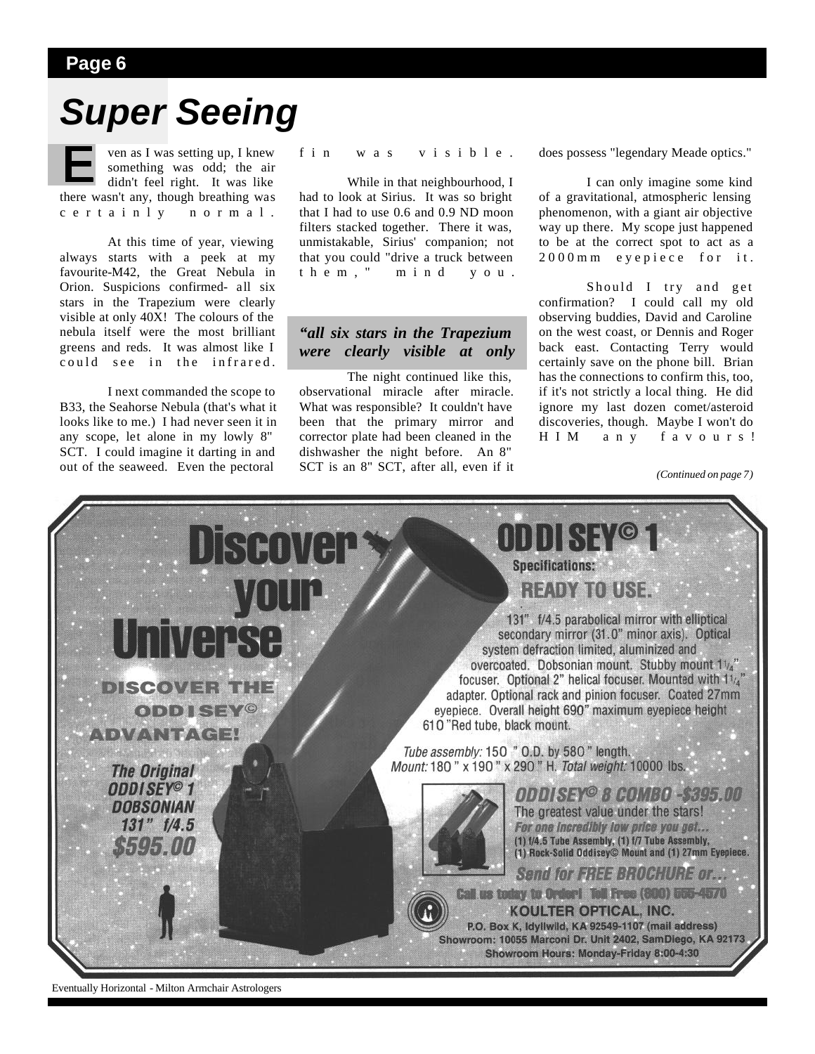# Super Seeing

Even as I was setting up, I knew something was odd; the air didn't feel right. It was like there wasn't any, though breathing was certainly normal.

At this time of year, viewing always starts with a peek at my favourite-M42, the Great Nebula in Orion. Suspicions confirmed- all six stars in the Trapezium were clearly visible at only 40X! The colours of the nebula itself were the most brilliant greens and reds. It was almost like I could see in the infrared.

I next commanded the scope to B33, the Seahorse Nebula (that's what it looks like to me.) I had never seen it in any scope, let alone in my lowly 8" SCT. I could imagine it darting in and out of the seaweed. Even the pectoral fin was visible.

While in that neighbourhood, I had to look at Sirius. It was so bright that I had to use 0.6 and 0.9 ND moon filters stacked together. There it was, unmistakable, Sirius' companion; not that you could "drive a truck between them," mind you.

> *"all six stars in the Trapezium were clearly visible at only*

The night continued like this, observational miracle after miracle. What was responsible? It couldn't have been that the primary mirror and corrector plate had been cleaned in the dishwasher the night before. An 8" SCT is an 8" SCT, after all, even if it does possess "legendary Meade optics."

I can only imagine some kind of a gravitational, atmospheric lensing phenomenon, with a giant air objective way up there. My scope just happened to be at the correct spot to act as a 2000mm eyepiece for it.

Should I try and get confirmation? I could call my old observing buddies, David and Caroline on the west coast, or Dennis and Roger back east. Contacting Terry would certainly save on the phone bill. Brian has the connections to confirm this, too, if it's not strictly a local thing. He did ignore my last dozen comet/asteroid discoveries, though. Maybe I won't do HIM any favours!

*(Continued on page 7)*

**Discover your Universe**

**DISCOVER THE ODDISEY© ADVANTAGE!**

***The Original ODDISEY© 1 DOBSONIAN 131" f/4.5 $595.00***

**ODDISEY© 1**

**Specifications:**

**READY TO USE.**

131" f/4.5 parabolical mirror with elliptical secondary mirror (31.0" minor axis). Optical system defraction limited, aluminized and overcoated. Dobsonian mount. Stubby mount 1¼" focuser. Optional 2" helical focuser. Mounted with 1¼" adapter. Optional rack and pinion focuser. Coated 27mm eyepiece. Overall height 690" maximum eyepiece height 610"Red tube, black mount.

*Tube assembly:* 150 " O.D. by 580" length.
*Mount:* 180" x 190" x 290" H. *Total weight:* 10000 lbs.

***ODDISEY© 8 COMBO -$395.00***

The greatest value under the stars!

***For one incredibly low price you get...***

**(1) f/4.5 Tube Assembly, (1) f/7 Tube Assembly, (1) Rock-Solid Oddisey© Mount and (1) 27mm Eyepiece.**

***Send for FREE BROCHURE or...***

**Call us today to Order! Toll Free (800) 555-4570**

**KOULTER OPTICAL, INC.**

**P.O. Box K, Idyllwild, KA 92549-1107 (mail address)**

**Showroom: 10055 Marconi Dr. Unit 2402, SamDiego, KA 92173**

**Showroom Hours: Monday-Friday 8:00-4:30**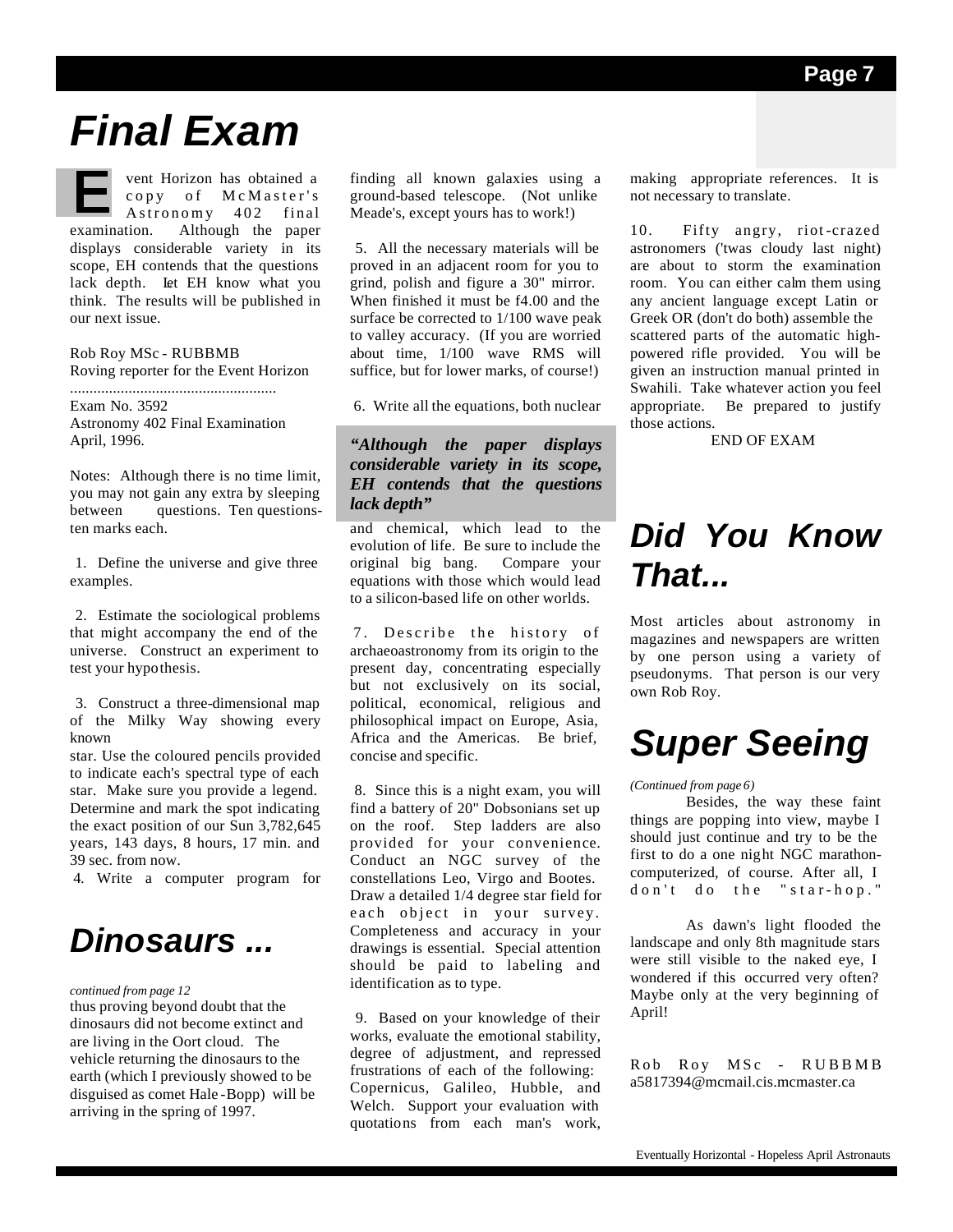# Final Exam

Event Horizon has obtained a copy of McMaster's Astronomy 402 final examination. Although the paper displays considerable variety in its scope, EH contends that the questions lack depth. Let EH know what you think. The results will be published in our next issue.

Rob Roy MSc - RUBBMB
Roving reporter for the Event Horizon

.....................................................

Exam No. 3592
Astronomy 402 Final Examination
April, 1996.

Notes: Although there is no time limit, you may not gain any extra by sleeping between questions. Ten questions-ten marks each.

1. Define the universe and give three examples.

2. Estimate the sociological problems that might accompany the end of the universe. Construct an experiment to test your hypothesis.

3. Construct a three-dimensional map of the Milky Way showing every known star. Use the coloured pencils provided to indicate each's spectral type of each star. Make sure you provide a legend. Determine and mark the spot indicating the exact position of our Sun 3,782,645 years, 143 days, 8 hours, 17 min. and 39 sec. from now.

4. Write a computer program for finding all known galaxies using a ground-based telescope. (Not unlike Meade's, except yours has to work!)

5. All the necessary materials will be proved in an adjacent room for you to grind, polish and figure a 30" mirror. When finished it must be f4.00 and the surface be corrected to 1/100 wave peak to valley accuracy. (If you are worried about time, 1/100 wave RMS will suffice, but for lower marks, of course!)

6. Write all the equations, both nuclear and chemical, which lead to the evolution of life. Be sure to include the original big bang. Compare your equations with those which would lead to a silicon-based life on other worlds.

> ***"Although the paper displays considerable variety in its scope, EH contends that the questions lack depth"***

7. Describe the history of archaeoastronomy from its origin to the present day, concentrating especially but not exclusively on its social, political, economical, religious and philosophical impact on Europe, Asia, Africa and the Americas. Be brief, concise and specific.

8. Since this is a night exam, you will find a battery of 20" Dobsonians set up on the roof. Step ladders are also provided for your convenience. Conduct an NGC survey of the constellations Leo, Virgo and Bootes. Draw a detailed 1/4 degree star field for each object in your survey. Completeness and accuracy in your drawings is essential. Special attention should be paid to labeling and identification as to type.

9. Based on your knowledge of their works, evaluate the emotional stability, degree of adjustment, and repressed frustrations of each of the following: Copernicus, Galileo, Hubble, and Welch. Support your evaluation with quotations from each man's work, making appropriate references. It is not necessary to translate.

10. Fifty angry, riot-crazed astronomers ('twas cloudy last night) are about to storm the examination room. You can either calm them using any ancient language except Latin or Greek OR (don't do both) assemble the scattered parts of the automatic high-powered rifle provided. You will be given an instruction manual printed in Swahili. Take whatever action you feel appropriate. Be prepared to justify those actions.

END OF EXAM

# Dinosaurs ...

*continued from page 12*

thus proving beyond doubt that the dinosaurs did not become extinct and are living in the Oort cloud. The vehicle returning the dinosaurs to the earth (which I previously showed to be disguised as comet Hale-Bopp) will be arriving in the spring of 1997.

# Did You Know That...

Most articles about astronomy in magazines and newspapers are written by one person using a variety of pseudonyms. That person is our very own Rob Roy.

# Super Seeing

*(Continued from page 6)*

Besides, the way these faint things are popping into view, maybe I should just continue and try to be the first to do a one night NGC marathon-computerized, of course. After all, I don't do the "star-hop."

As dawn's light flooded the landscape and only 8th magnitude stars were still visible to the naked eye, I wondered if this occurred very often? Maybe only at the very beginning of April!

Rob Roy MSc - RUBBMB
a5817394@mcmail.cis.mcmaster.ca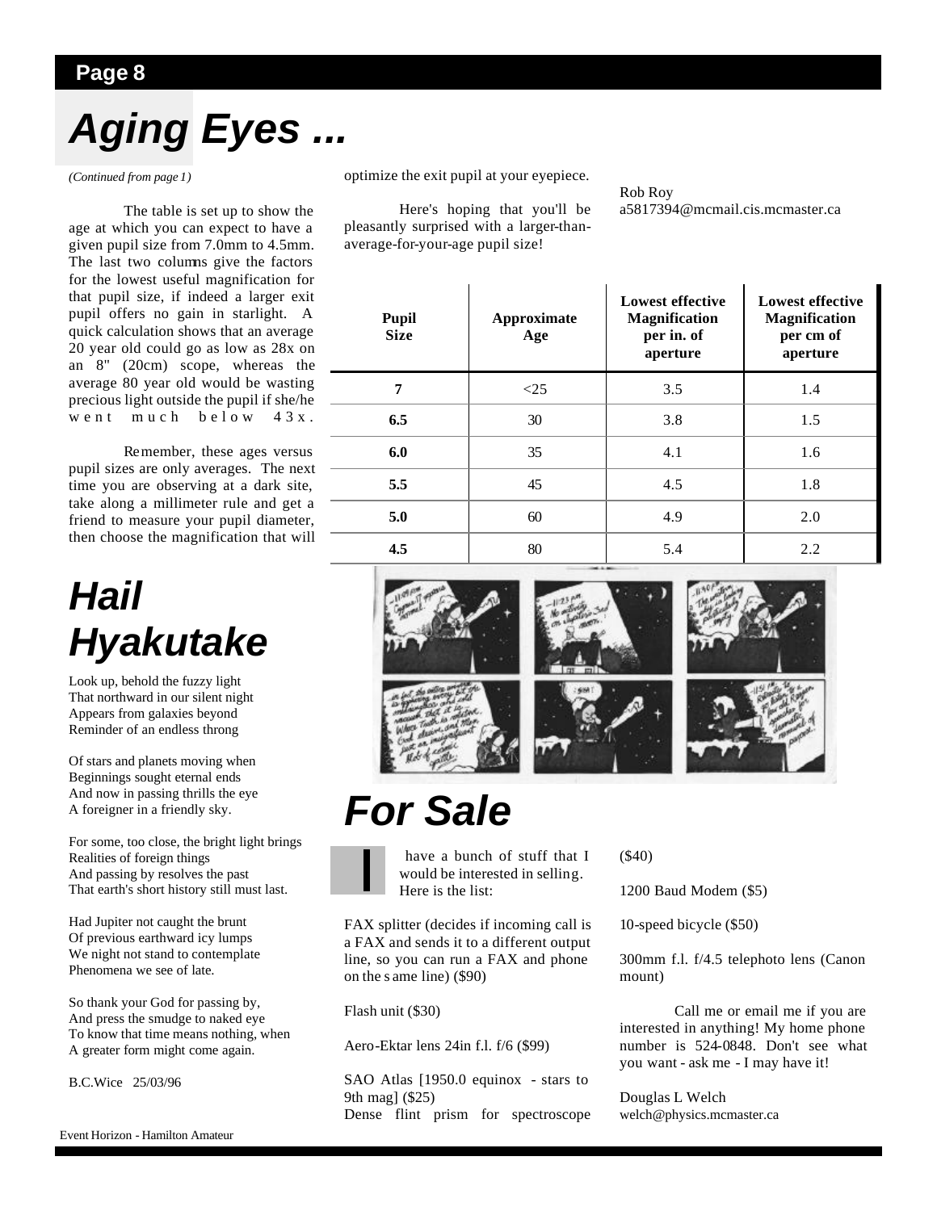# Aging Eyes ...

*(Continued from page 1)*

The table is set up to show the age at which you can expect to have a given pupil size from 7.0mm to 4.5mm. The last two columns give the factors for the lowest useful magnification for that pupil size, if indeed a larger exit pupil offers no gain in starlight. A quick calculation shows that an average 20 year old could go as low as 28x on an 8" (20cm) scope, whereas the average 80 year old would be wasting precious light outside the pupil if she/he went much below 43x.

Remember, these ages versus pupil sizes are only averages. The next time you are observing at a dark site, take along a millimeter rule and get a friend to measure your pupil diameter, then choose the magnification that will optimize the exit pupil at your eyepiece.

Here's hoping that you'll be pleasantly surprised with a larger-than-average-for-your-age pupil size!

Rob Roy
a5817394@mcmail.cis.mcmaster.ca

| Pupil Size | Approximate Age | Lowest effective Magnification per in. of aperture | Lowest effective Magnification per cm of aperture |
|---|---|---|---|
| **7** | <25 | 3.5 | 1.4 |
| **6.5** | 30 | 3.8 | 1.5 |
| **6.0** | 35 | 4.1 | 1.6 |
| **5.5** | 45 | 4.5 | 1.8 |
| **5.0** | 60 | 4.9 | 2.0 |
| **4.5** | 80 | 5.4 | 2.2 |

# Hail Hyakutake

Look up, behold the fuzzy light
That northward in our silent night
Appears from galaxies beyond
Reminder of an endless throng

Of stars and planets moving when
Beginnings sought eternal ends
And now in passing thrills the eye
A foreigner in a friendly sky.

For some, too close, the bright light brings
Realities of foreign things
And passing by resolves the past
That earth's short history still must last.

Had Jupiter not caught the brunt
Of previous earthward icy lumps
We night not stand to contemplate
Phenomena we see of late.

So thank your God for passing by,
And press the smudge to naked eye
To know that time means nothing, when
A greater form might come again.

B.C.Wice 25/03/96

# For Sale

I have a bunch of stuff that I would be interested in selling. Here is the list:

FAX splitter (decides if incoming call is a FAX and sends it to a different output line, so you can run a FAX and phone on the same line) ($90)

Flash unit ($30)

Aero-Ektar lens 24in f.l. f/6 ($99)

SAO Atlas [1950.0 equinox - stars to 9th mag] ($25)

Dense flint prism for spectroscope ($40)

1200 Baud Modem ($5)

10-speed bicycle ($50)

300mm f.l. f/4.5 telephoto lens (Canon mount)

Call me or email me if you are interested in anything! My home phone number is 524-0848. Don't see what you want - ask me - I may have it!

Douglas L Welch
welch@physics.mcmaster.ca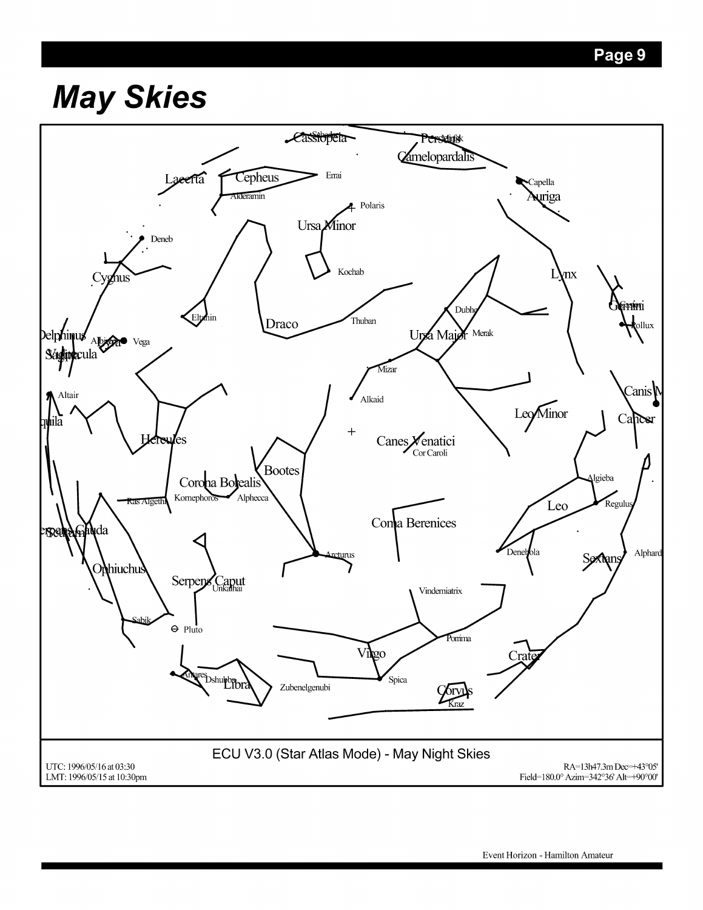# May Skies

ECU V3.0 (Star Atlas Mode) - May Night Skies

UTC: 1996/05/16 at 03:30
LMT: 1996/05/15 at 10:30pm

RA=13h47.3m Dec=+43°05'
Field=180.0° Azim=342°36' Alt=+90°00'

Event Horizon - Hamilton Amateur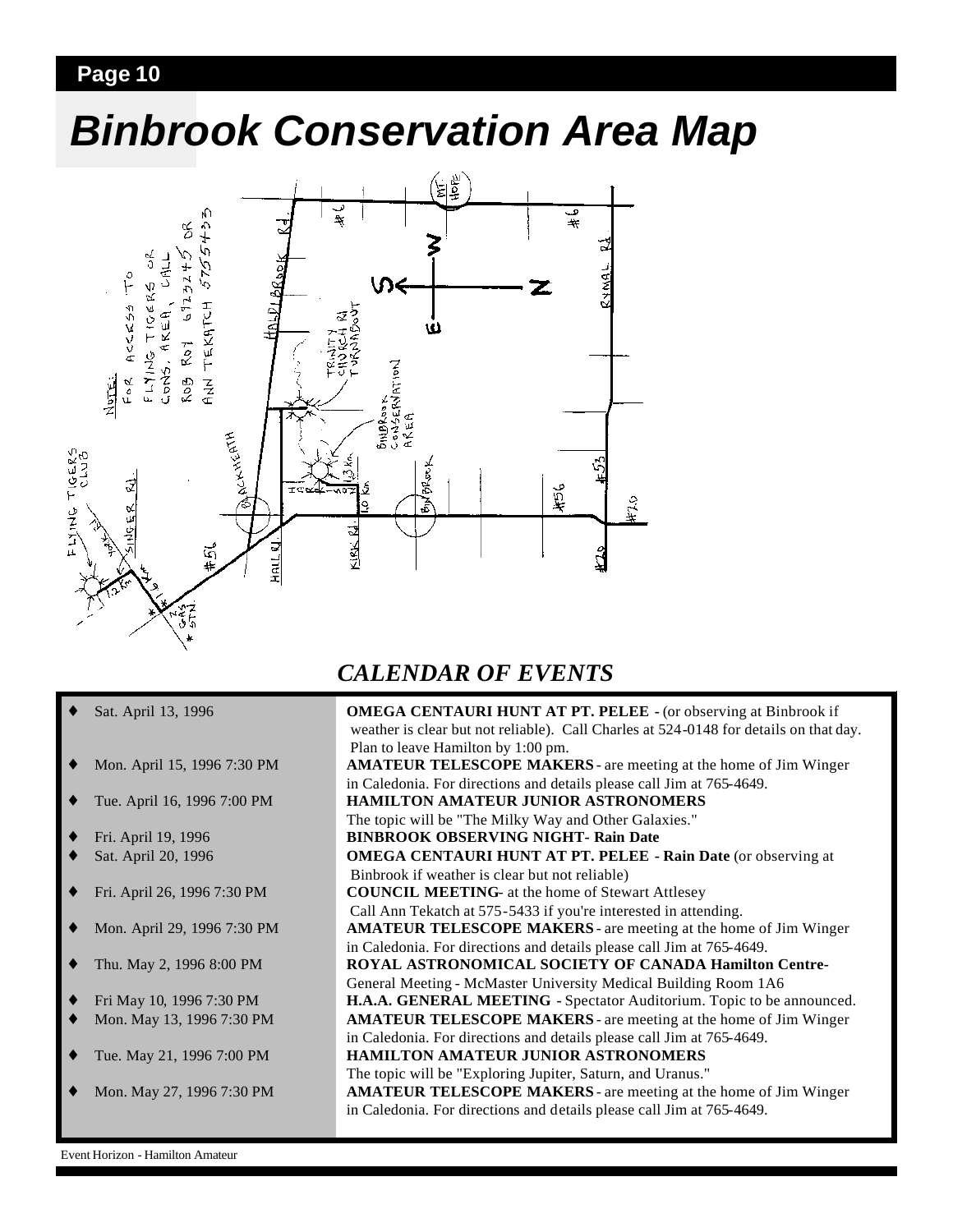# Binbrook Conservation Area Map

NOTE: FOR ACCESS TO FLYING TIGERS OR CONS. AREA, CALL ROB ROY 692-3245 OR ANN TEKATCH 575-5433

FLYING TIGERS CLUB

YORK Rd

SINGER Rd

1.2 Km

1.6 Km

GAS STN

#56

BLACKHEATH

HALDIBROOK Rd.

HALL Rd.

HALL Rd.

KIRK Rd.

1.3 Km

1.0 Km

TRINITY CHURCH Rd TURNABOUT

BINBROOK CONSERVATION AREA

BINBROOK

MT. HOPE

#6

#6

S W N E

RYMAL Rd

#53

#56

#20

#20

## CALENDAR OF EVENTS

| | |
|---|---|
| ♦ Sat. April 13, 1996 | **OMEGA CENTAURI HUNT AT PT. PELEE** - (or observing at Binbrook if weather is clear but not reliable). Call Charles at 524-0148 for details on that day. Plan to leave Hamilton by 1:00 pm. |
| ♦ Mon. April 15, 1996 7:30 PM | **AMATEUR TELESCOPE MAKERS** - are meeting at the home of Jim Winger in Caledonia. For directions and details please call Jim at 765-4649. |
| ♦ Tue. April 16, 1996 7:00 PM | **HAMILTON AMATEUR JUNIOR ASTRONOMERS** The topic will be "The Milky Way and Other Galaxies." |
| ♦ Fri. April 19, 1996 | **BINBROOK OBSERVING NIGHT- Rain Date** |
| ♦ Sat. April 20, 1996 | **OMEGA CENTAURI HUNT AT PT. PELEE - Rain Date** (or observing at Binbrook if weather is clear but not reliable) |
| ♦ Fri. April 26, 1996 7:30 PM | **COUNCIL MEETING**- at the home of Stewart Attlesey Call Ann Tekatch at 575-5433 if you're interested in attending. |
| ♦ Mon. April 29, 1996 7:30 PM | **AMATEUR TELESCOPE MAKERS** - are meeting at the home of Jim Winger in Caledonia. For directions and details please call Jim at 765-4649. |
| ♦ Thu. May 2, 1996 8:00 PM | **ROYAL ASTRONOMICAL SOCIETY OF CANADA Hamilton Centre**- General Meeting - McMaster University Medical Building Room 1A6 |
| ♦ Fri May 10, 1996 7:30 PM | **H.A.A. GENERAL MEETING** - Spectator Auditorium. Topic to be announced. |
| ♦ Mon. May 13, 1996 7:30 PM | **AMATEUR TELESCOPE MAKERS** - are meeting at the home of Jim Winger in Caledonia. For directions and details please call Jim at 765-4649. |
| ♦ Tue. May 21, 1996 7:00 PM | **HAMILTON AMATEUR JUNIOR ASTRONOMERS** The topic will be "Exploring Jupiter, Saturn, and Uranus." |
| ♦ Mon. May 27, 1996 7:30 PM | **AMATEUR TELESCOPE MAKERS** - are meeting at the home of Jim Winger in Caledonia. For directions and details please call Jim at 765-4649. |